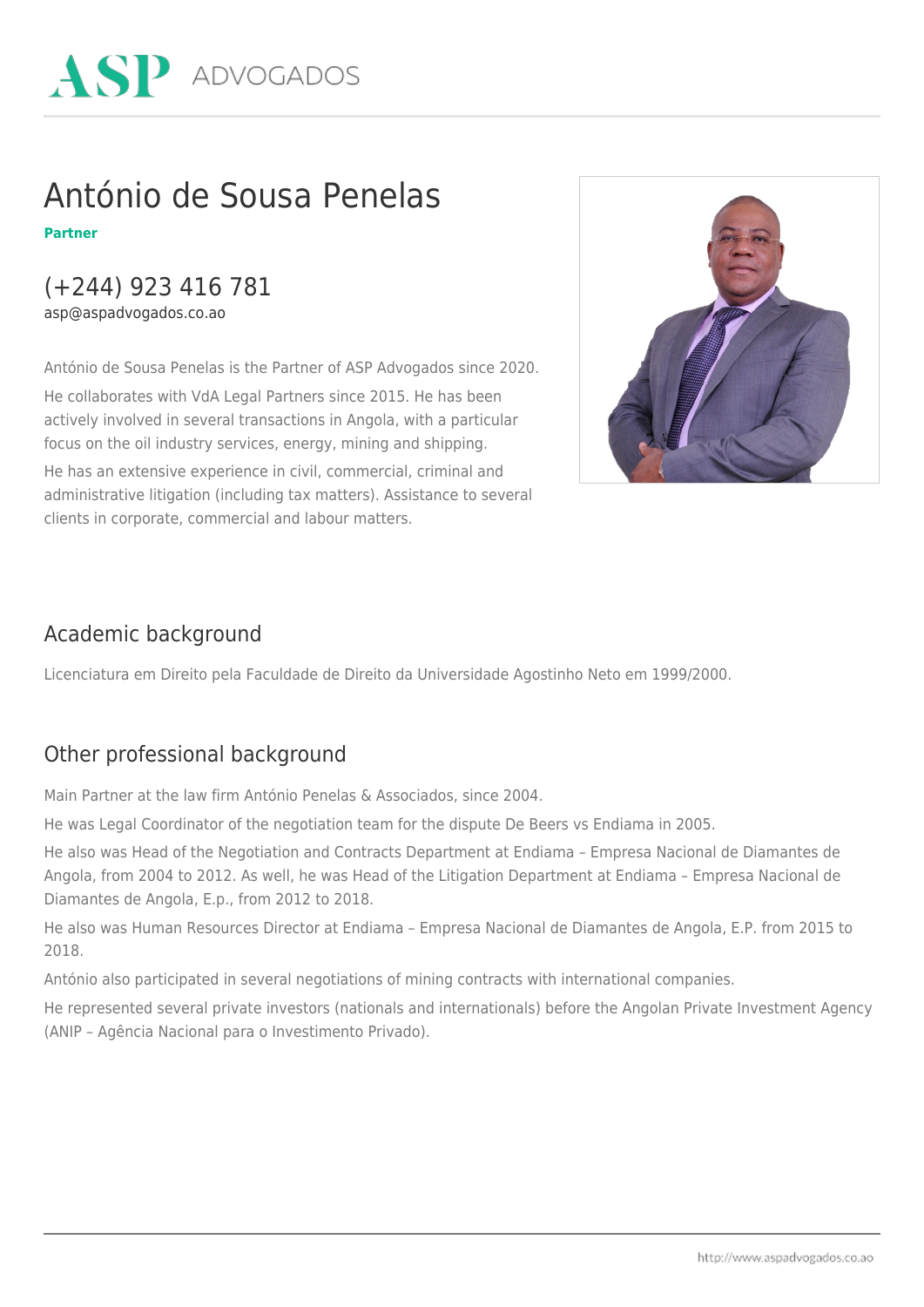ASP ADVOGADOS

# António de Sousa Penelas

**Partner**

## (+244) 923 416 781

asp@aspadvogados.co.ao

António de Sousa Penelas is the Partner of ASP Advogados since 2020.

He collaborates with VdA Legal Partners since 2015. He has been actively involved in several transactions in Angola, with a particular focus on the oil industry services, energy, mining and shipping.

He has an extensive experience in civil, commercial, criminal and administrative litigation (including tax matters). Assistance to several clients in corporate, commercial and labour matters.

## Academic background

Licenciatura em Direito pela Faculdade de Direito da Universidade Agostinho Neto em 1999/2000.

## Other professional background

Main Partner at the law firm António Penelas & Associados, since 2004.

He was Legal Coordinator of the negotiation team for the dispute De Beers vs Endiama in 2005.

He also was Head of the Negotiation and Contracts Department at Endiama – Empresa Nacional de Diamantes de Angola, from 2004 to 2012. As well, he was Head of the Litigation Department at Endiama – Empresa Nacional de Diamantes de Angola, E.p., from 2012 to 2018.

He also was Human Resources Director at Endiama – Empresa Nacional de Diamantes de Angola, E.P. from 2015 to 2018.

António also participated in several negotiations of mining contracts with international companies.

He represented several private investors (nationals and internationals) before the Angolan Private Investment Agency (ANIP – Agência Nacional para o Investimento Privado).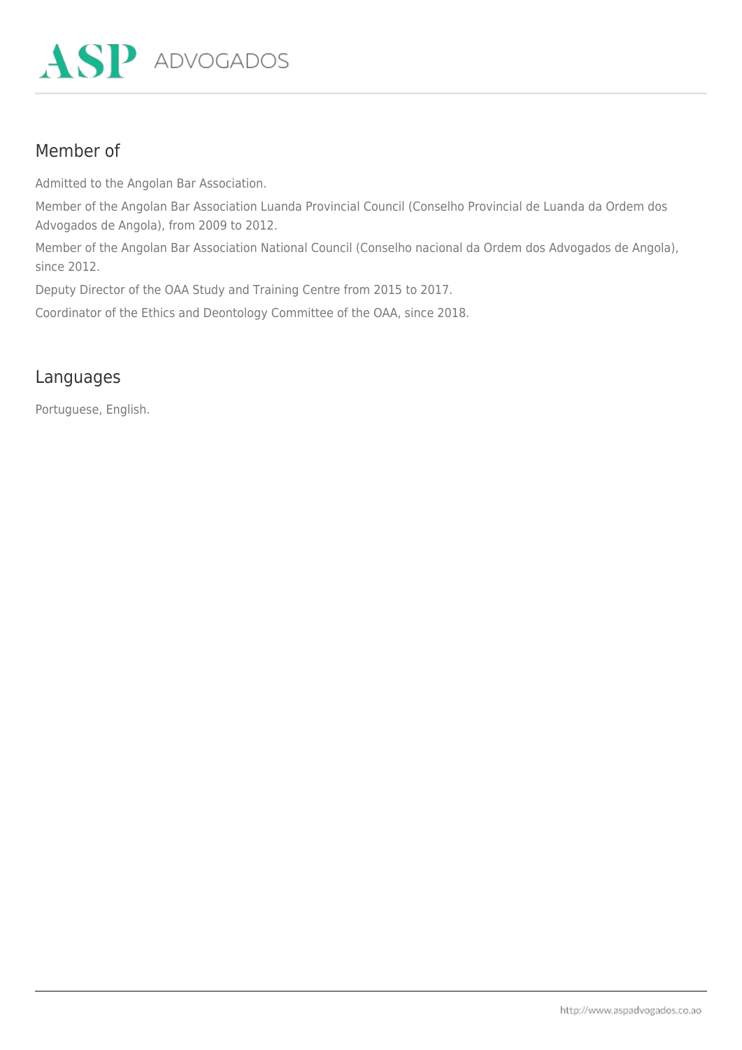## Member of

Admitted to the Angolan Bar Association.

Member of the Angolan Bar Association Luanda Provincial Council (Conselho Provincial de Luanda da Ordem dos Advogados de Angola), from 2009 to 2012.

Member of the Angolan Bar Association National Council (Conselho nacional da Ordem dos Advogados de Angola), since 2012.

Deputy Director of the OAA Study and Training Centre from 2015 to 2017.

Coordinator of the Ethics and Deontology Committee of the OAA, since 2018.

## Languages

Portuguese, English.